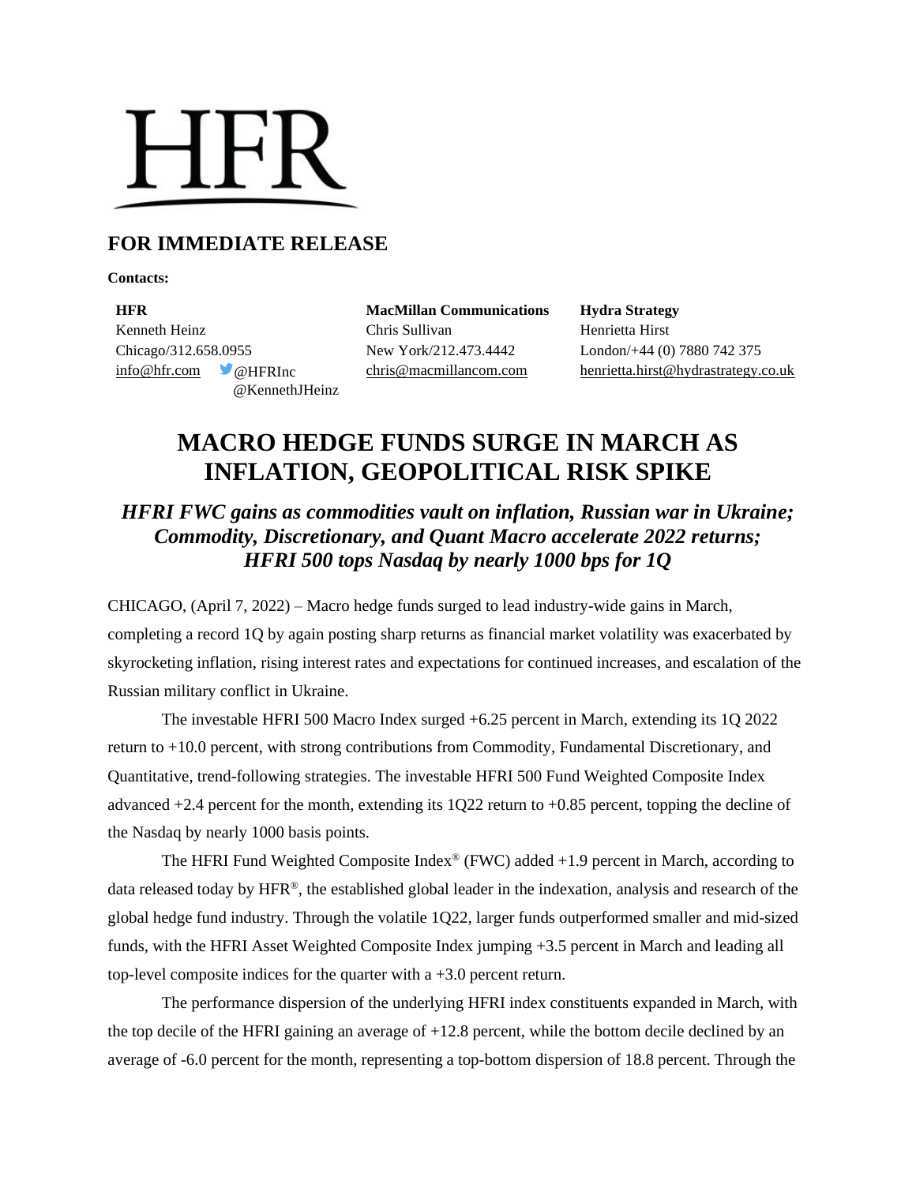HFR

## FOR IMMEDIATE RELEASE

**Contacts:**

| **HFR** | **MacMillan Communications** | **Hydra Strategy** |
|---|---|---|
| Kenneth Heinz | Chris Sullivan | Henrietta Hirst |
| Chicago/312.658.0955 | New York/212.473.4442 | London/+44 (0) 7880 742 375 |
| info@hfr.com @HFRInc @KennethJHeinz | chris@macmillancom.com | henrietta.hirst@hydrastrategy.co.uk |

# MACRO HEDGE FUNDS SURGE IN MARCH AS INFLATION, GEOPOLITICAL RISK SPIKE

### *HFRI FWC gains as commodities vault on inflation, Russian war in Ukraine; Commodity, Discretionary, and Quant Macro accelerate 2022 returns; HFRI 500 tops Nasdaq by nearly 1000 bps for 1Q*

CHICAGO, (April 7, 2022) – Macro hedge funds surged to lead industry-wide gains in March, completing a record 1Q by again posting sharp returns as financial market volatility was exacerbated by skyrocketing inflation, rising interest rates and expectations for continued increases, and escalation of the Russian military conflict in Ukraine.

The investable HFRI 500 Macro Index surged +6.25 percent in March, extending its 1Q 2022 return to +10.0 percent, with strong contributions from Commodity, Fundamental Discretionary, and Quantitative, trend-following strategies. The investable HFRI 500 Fund Weighted Composite Index advanced +2.4 percent for the month, extending its 1Q22 return to +0.85 percent, topping the decline of the Nasdaq by nearly 1000 basis points.

The HFRI Fund Weighted Composite Index® (FWC) added +1.9 percent in March, according to data released today by HFR®, the established global leader in the indexation, analysis and research of the global hedge fund industry. Through the volatile 1Q22, larger funds outperformed smaller and mid-sized funds, with the HFRI Asset Weighted Composite Index jumping +3.5 percent in March and leading all top-level composite indices for the quarter with a +3.0 percent return.

The performance dispersion of the underlying HFRI index constituents expanded in March, with the top decile of the HFRI gaining an average of +12.8 percent, while the bottom decile declined by an average of -6.0 percent for the month, representing a top-bottom dispersion of 18.8 percent. Through the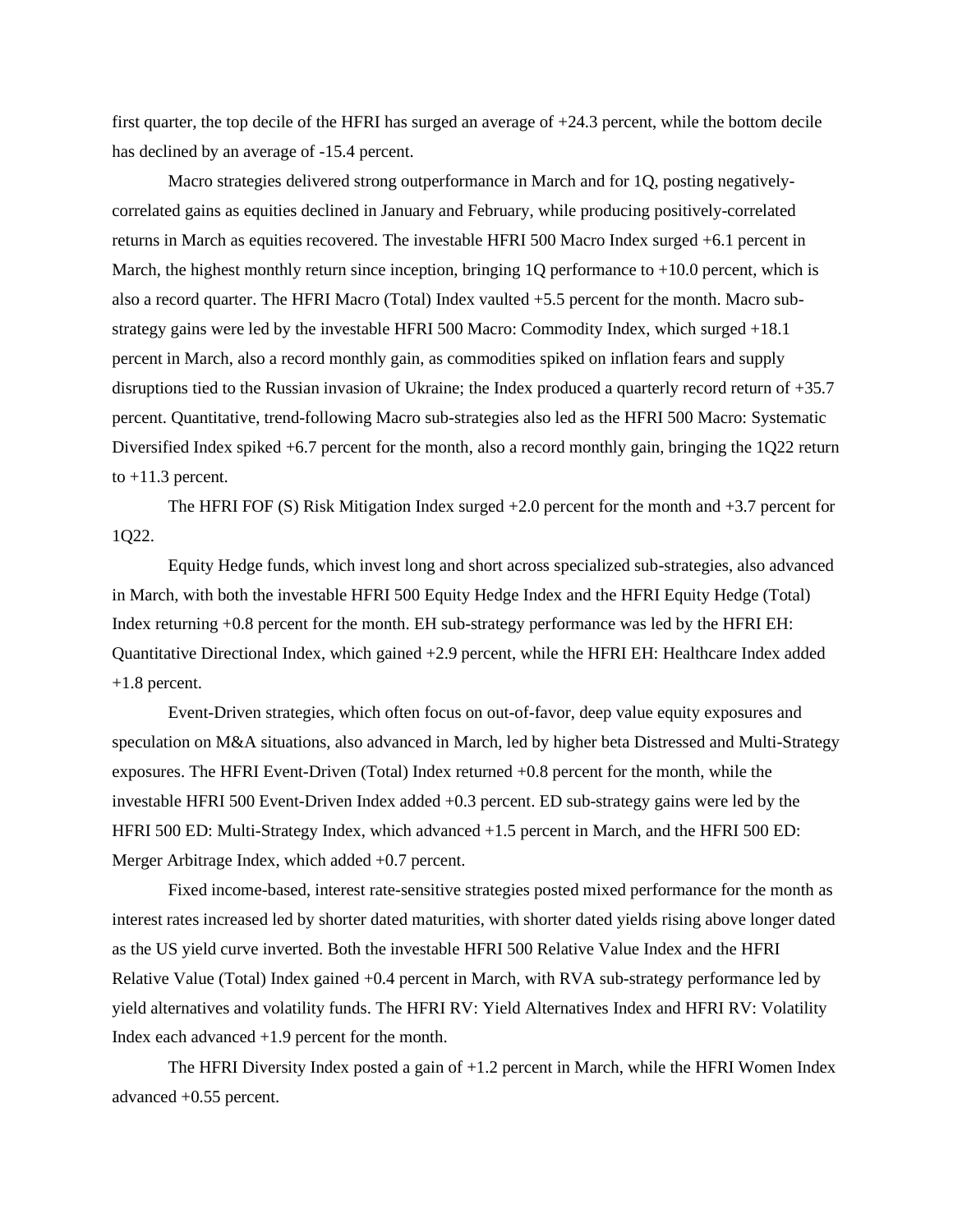first quarter, the top decile of the HFRI has surged an average of +24.3 percent, while the bottom decile has declined by an average of -15.4 percent.

Macro strategies delivered strong outperformance in March and for 1Q, posting negatively-correlated gains as equities declined in January and February, while producing positively-correlated returns in March as equities recovered. The investable HFRI 500 Macro Index surged +6.1 percent in March, the highest monthly return since inception, bringing 1Q performance to +10.0 percent, which is also a record quarter. The HFRI Macro (Total) Index vaulted +5.5 percent for the month. Macro sub-strategy gains were led by the investable HFRI 500 Macro: Commodity Index, which surged +18.1 percent in March, also a record monthly gain, as commodities spiked on inflation fears and supply disruptions tied to the Russian invasion of Ukraine; the Index produced a quarterly record return of +35.7 percent. Quantitative, trend-following Macro sub-strategies also led as the HFRI 500 Macro: Systematic Diversified Index spiked +6.7 percent for the month, also a record monthly gain, bringing the 1Q22 return to +11.3 percent.

The HFRI FOF (S) Risk Mitigation Index surged +2.0 percent for the month and +3.7 percent for 1Q22.

Equity Hedge funds, which invest long and short across specialized sub-strategies, also advanced in March, with both the investable HFRI 500 Equity Hedge Index and the HFRI Equity Hedge (Total) Index returning +0.8 percent for the month. EH sub-strategy performance was led by the HFRI EH: Quantitative Directional Index, which gained +2.9 percent, while the HFRI EH: Healthcare Index added +1.8 percent.

Event-Driven strategies, which often focus on out-of-favor, deep value equity exposures and speculation on M&A situations, also advanced in March, led by higher beta Distressed and Multi-Strategy exposures. The HFRI Event-Driven (Total) Index returned +0.8 percent for the month, while the investable HFRI 500 Event-Driven Index added +0.3 percent. ED sub-strategy gains were led by the HFRI 500 ED: Multi-Strategy Index, which advanced +1.5 percent in March, and the HFRI 500 ED: Merger Arbitrage Index, which added +0.7 percent.

Fixed income-based, interest rate-sensitive strategies posted mixed performance for the month as interest rates increased led by shorter dated maturities, with shorter dated yields rising above longer dated as the US yield curve inverted. Both the investable HFRI 500 Relative Value Index and the HFRI Relative Value (Total) Index gained +0.4 percent in March, with RVA sub-strategy performance led by yield alternatives and volatility funds. The HFRI RV: Yield Alternatives Index and HFRI RV: Volatility Index each advanced +1.9 percent for the month.

The HFRI Diversity Index posted a gain of +1.2 percent in March, while the HFRI Women Index advanced +0.55 percent.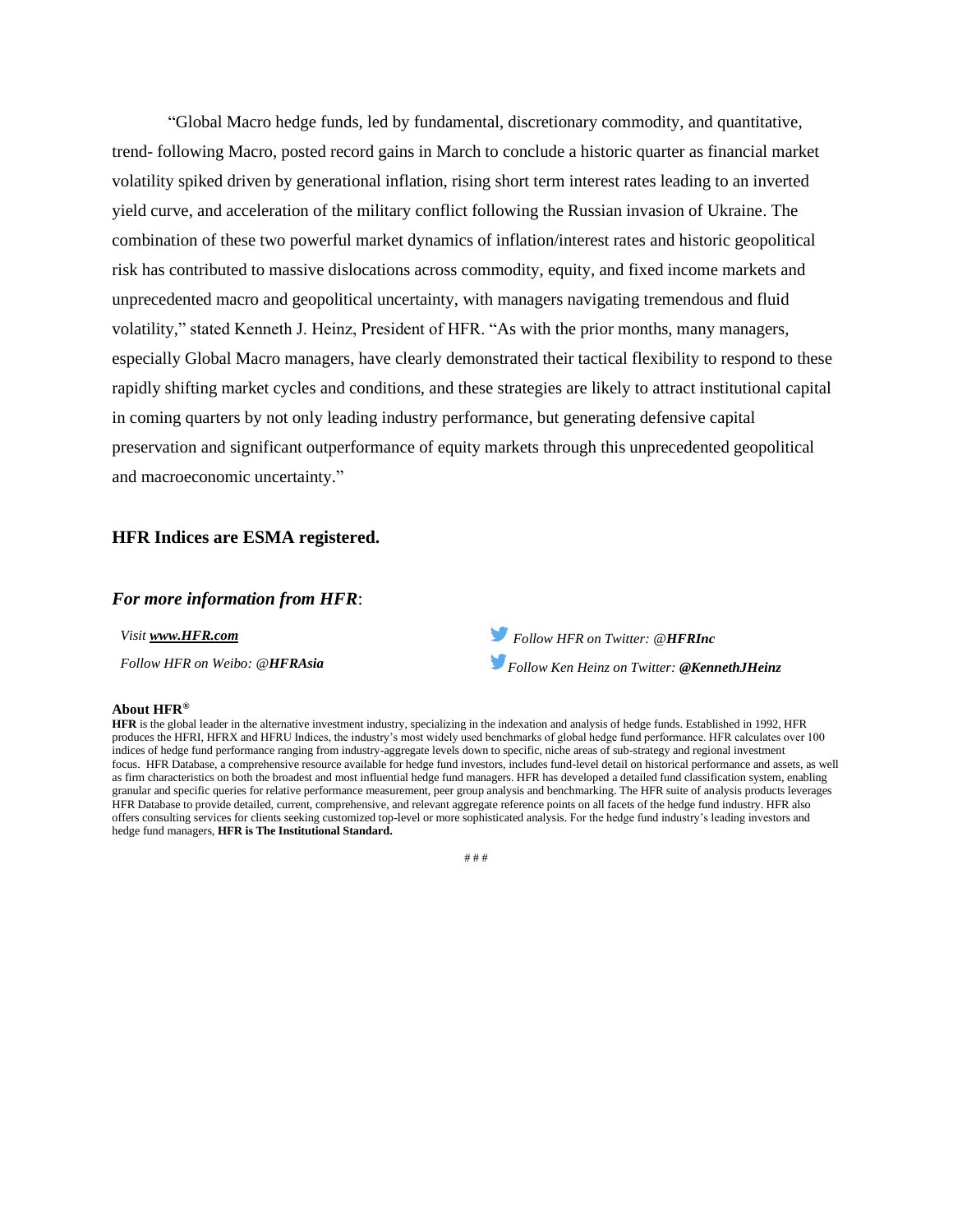"Global Macro hedge funds, led by fundamental, discretionary commodity, and quantitative, trend- following Macro, posted record gains in March to conclude a historic quarter as financial market volatility spiked driven by generational inflation, rising short term interest rates leading to an inverted yield curve, and acceleration of the military conflict following the Russian invasion of Ukraine. The combination of these two powerful market dynamics of inflation/interest rates and historic geopolitical risk has contributed to massive dislocations across commodity, equity, and fixed income markets and unprecedented macro and geopolitical uncertainty, with managers navigating tremendous and fluid volatility," stated Kenneth J. Heinz, President of HFR. "As with the prior months, many managers, especially Global Macro managers, have clearly demonstrated their tactical flexibility to respond to these rapidly shifting market cycles and conditions, and these strategies are likely to attract institutional capital in coming quarters by not only leading industry performance, but generating defensive capital preservation and significant outperformance of equity markets through this unprecedented geopolitical and macroeconomic uncertainty."

**HFR Indices are ESMA registered.**

***For more information from HFR***:

*Visit **www.HFR.com***

*Follow HFR on Weibo: @**HFRAsia***

*Follow HFR on Twitter: @**HFRInc***

*Follow Ken Heinz on Twitter: **@KennethJHeinz***

**About HFR®**

**HFR** is the global leader in the alternative investment industry, specializing in the indexation and analysis of hedge funds. Established in 1992, HFR produces the HFRI, HFRX and HFRU Indices, the industry's most widely used benchmarks of global hedge fund performance. HFR calculates over 100 indices of hedge fund performance ranging from industry-aggregate levels down to specific, niche areas of sub-strategy and regional investment focus. HFR Database, a comprehensive resource available for hedge fund investors, includes fund-level detail on historical performance and assets, as well as firm characteristics on both the broadest and most influential hedge fund managers. HFR has developed a detailed fund classification system, enabling granular and specific queries for relative performance measurement, peer group analysis and benchmarking. The HFR suite of analysis products leverages HFR Database to provide detailed, current, comprehensive, and relevant aggregate reference points on all facets of the hedge fund industry. HFR also offers consulting services for clients seeking customized top-level or more sophisticated analysis. For the hedge fund industry's leading investors and hedge fund managers, **HFR is The Institutional Standard.**

# # #